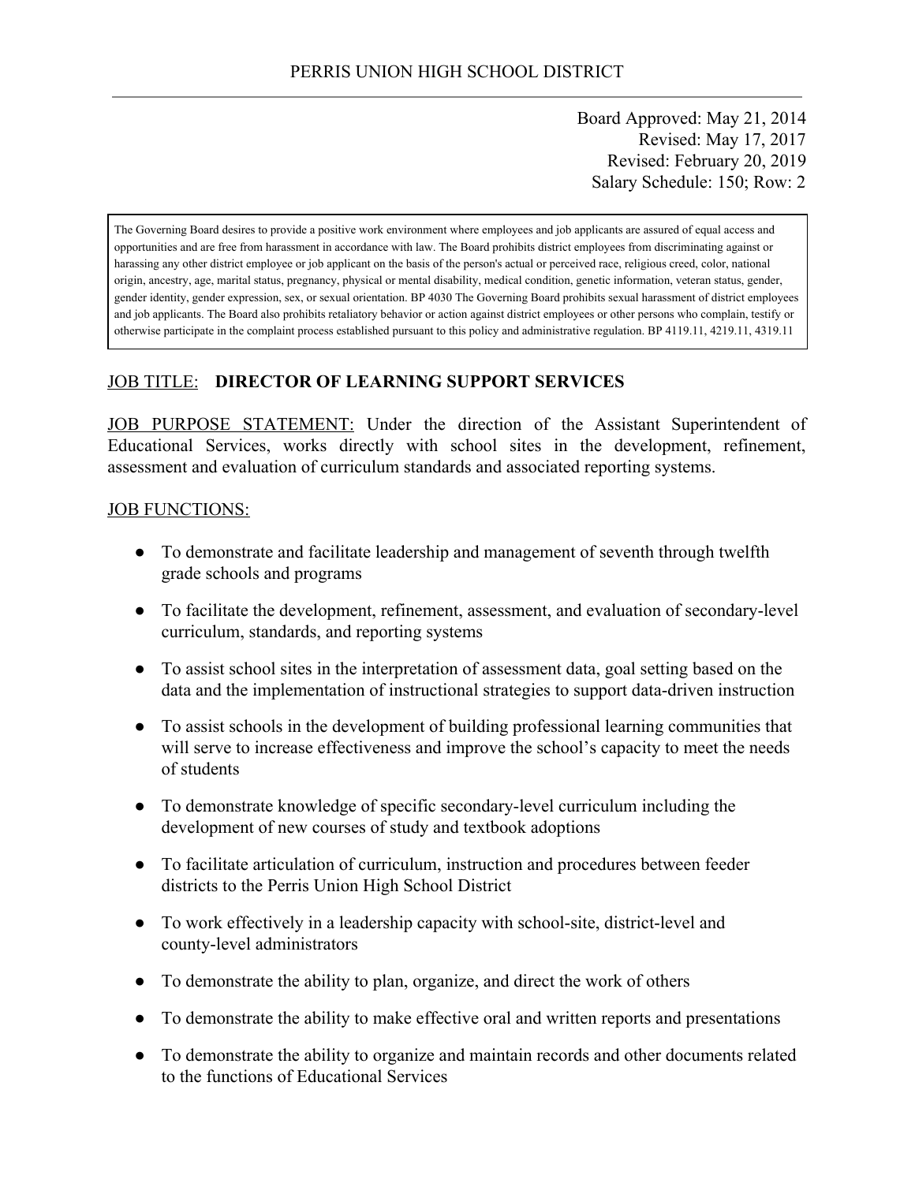PERRIS UNION HIGH SCHOOL DISTRICT

Board Approved: May 21, 2014
Revised: May 17, 2017
Revised: February 20, 2019
Salary Schedule: 150; Row: 2

> The Governing Board desires to provide a positive work environment where employees and job applicants are assured of equal access and opportunities and are free from harassment in accordance with law. The Board prohibits district employees from discriminating against or harassing any other district employee or job applicant on the basis of the person's actual or perceived race, religious creed, color, national origin, ancestry, age, marital status, pregnancy, physical or mental disability, medical condition, genetic information, veteran status, gender, gender identity, gender expression, sex, or sexual orientation. BP 4030 The Governing Board prohibits sexual harassment of district employees and job applicants. The Board also prohibits retaliatory behavior or action against district employees or other persons who complain, testify or otherwise participate in the complaint process established pursuant to this policy and administrative regulation. BP 4119.11, 4219.11, 4319.11

JOB TITLE: **DIRECTOR OF LEARNING SUPPORT SERVICES**

JOB PURPOSE STATEMENT: Under the direction of the Assistant Superintendent of Educational Services, works directly with school sites in the development, refinement, assessment and evaluation of curriculum standards and associated reporting systems.

JOB FUNCTIONS:

- To demonstrate and facilitate leadership and management of seventh through twelfth grade schools and programs
- To facilitate the development, refinement, assessment, and evaluation of secondary-level curriculum, standards, and reporting systems
- To assist school sites in the interpretation of assessment data, goal setting based on the data and the implementation of instructional strategies to support data-driven instruction
- To assist schools in the development of building professional learning communities that will serve to increase effectiveness and improve the school's capacity to meet the needs of students
- To demonstrate knowledge of specific secondary-level curriculum including the development of new courses of study and textbook adoptions
- To facilitate articulation of curriculum, instruction and procedures between feeder districts to the Perris Union High School District
- To work effectively in a leadership capacity with school-site, district-level and county-level administrators
- To demonstrate the ability to plan, organize, and direct the work of others
- To demonstrate the ability to make effective oral and written reports and presentations
- To demonstrate the ability to organize and maintain records and other documents related to the functions of Educational Services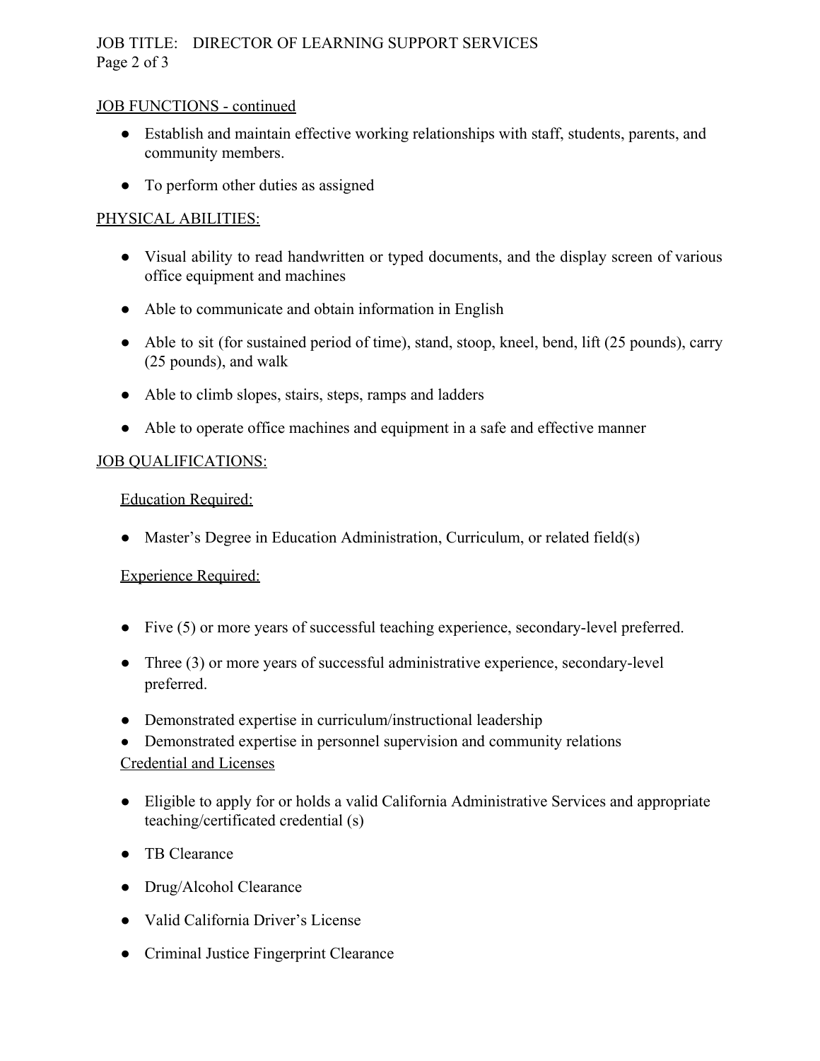## JOB FUNCTIONS - continued

- Establish and maintain effective working relationships with staff, students, parents, and community members.
- To perform other duties as assigned

## PHYSICAL ABILITIES:

- Visual ability to read handwritten or typed documents, and the display screen of various office equipment and machines
- Able to communicate and obtain information in English
- Able to sit (for sustained period of time), stand, stoop, kneel, bend, lift (25 pounds), carry (25 pounds), and walk
- Able to climb slopes, stairs, steps, ramps and ladders
- Able to operate office machines and equipment in a safe and effective manner

## JOB QUALIFICATIONS:

### Education Required:

- Master's Degree in Education Administration, Curriculum, or related field(s)

### Experience Required:

- Five (5) or more years of successful teaching experience, secondary-level preferred.
- Three (3) or more years of successful administrative experience, secondary-level preferred.
- Demonstrated expertise in curriculum/instructional leadership
- Demonstrated expertise in personnel supervision and community relations

### Credential and Licenses

- Eligible to apply for or holds a valid California Administrative Services and appropriate teaching/certificated credential (s)
- TB Clearance
- Drug/Alcohol Clearance
- Valid California Driver's License
- Criminal Justice Fingerprint Clearance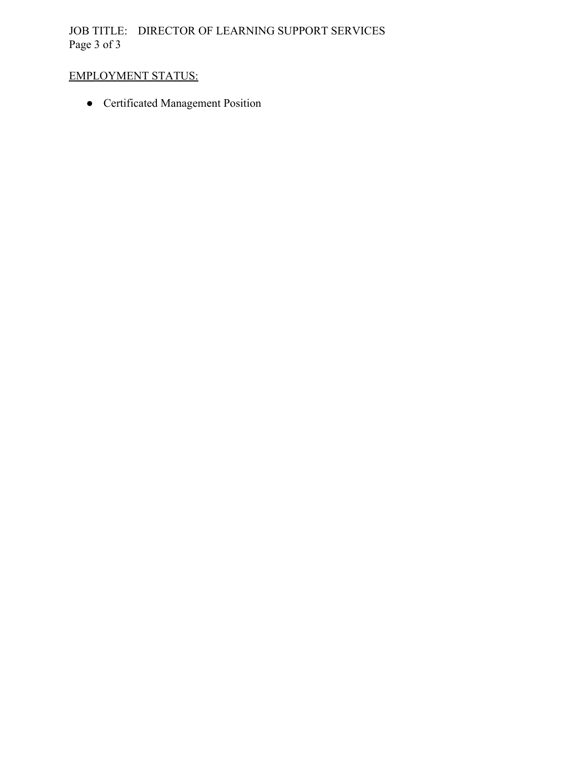EMPLOYMENT STATUS:

- Certificated Management Position